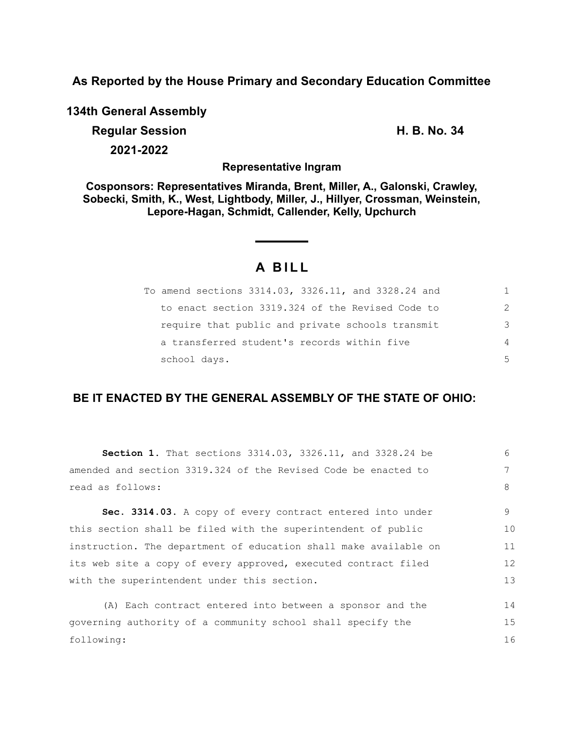**As Reported by the House Primary and Secondary Education Committee**

**134th General Assembly**

**Regular Session** **H. B. No. 34**

**2021-2022**

**Representative Ingram**

**Cosponsors: Representatives Miranda, Brent, Miller, A., Galonski, Crawley, Sobecki, Smith, K., West, Lightbody, Miller, J., Hillyer, Crossman, Weinstein, Lepore-Hagan, Schmidt, Callender, Kelly, Upchurch**

# A BILL

To amend sections 3314.03, 3326.11, and 3328.24 and to enact section 3319.324 of the Revised Code to require that public and private schools transmit a transferred student's records within five school days.

**BE IT ENACTED BY THE GENERAL ASSEMBLY OF THE STATE OF OHIO:**

**Section 1.** That sections 3314.03, 3326.11, and 3328.24 be amended and section 3319.324 of the Revised Code be enacted to read as follows:

**Sec. 3314.03.** A copy of every contract entered into under this section shall be filed with the superintendent of public instruction. The department of education shall make available on its web site a copy of every approved, executed contract filed with the superintendent under this section.

(A) Each contract entered into between a sponsor and the governing authority of a community school shall specify the following: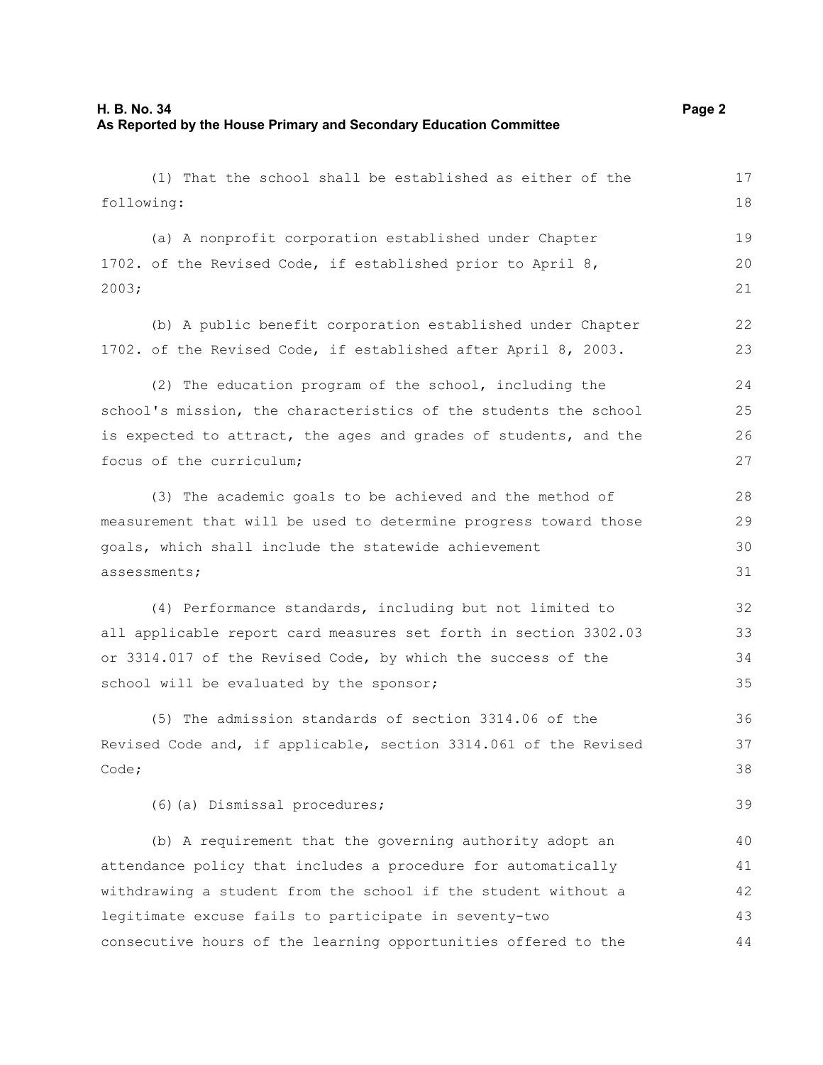(1) That the school shall be established as either of the following:

(a) A nonprofit corporation established under Chapter 1702. of the Revised Code, if established prior to April 8, 2003;

(b) A public benefit corporation established under Chapter 1702. of the Revised Code, if established after April 8, 2003.

(2) The education program of the school, including the school's mission, the characteristics of the students the school is expected to attract, the ages and grades of students, and the focus of the curriculum;

(3) The academic goals to be achieved and the method of measurement that will be used to determine progress toward those goals, which shall include the statewide achievement assessments;

(4) Performance standards, including but not limited to all applicable report card measures set forth in section 3302.03 or 3314.017 of the Revised Code, by which the success of the school will be evaluated by the sponsor;

(5) The admission standards of section 3314.06 of the Revised Code and, if applicable, section 3314.061 of the Revised Code;

(6)(a) Dismissal procedures;

(b) A requirement that the governing authority adopt an attendance policy that includes a procedure for automatically withdrawing a student from the school if the student without a legitimate excuse fails to participate in seventy-two consecutive hours of the learning opportunities offered to the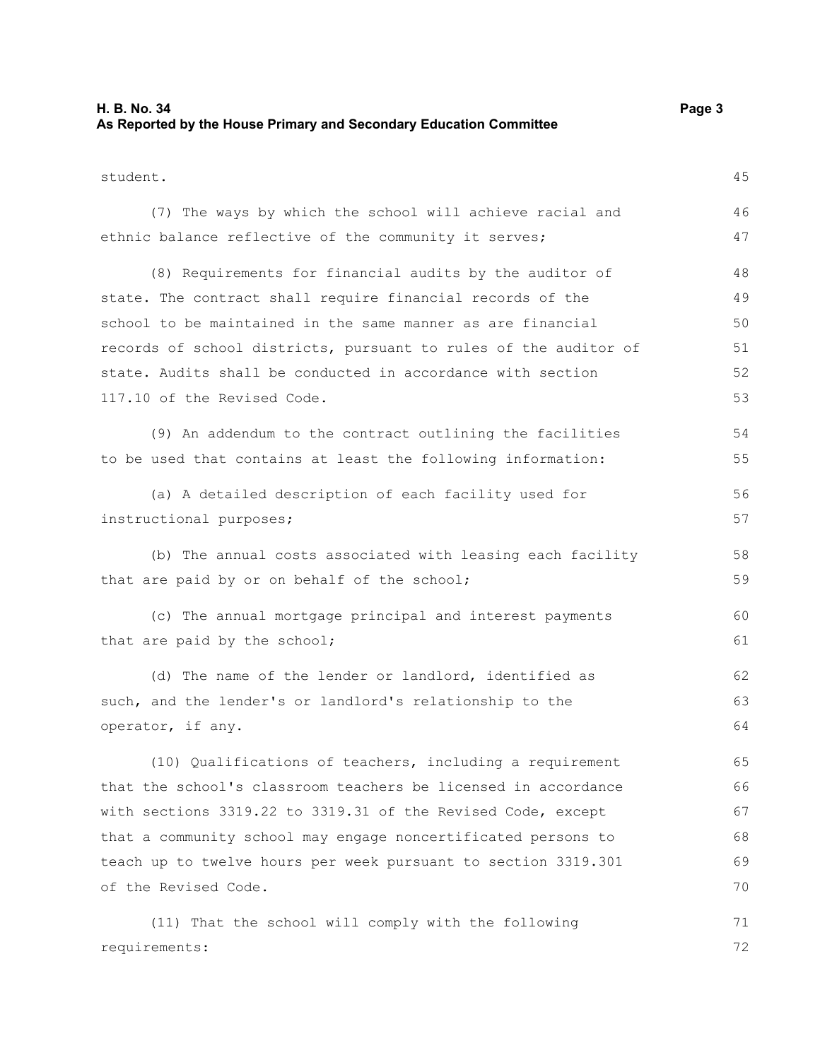student.

(7) The ways by which the school will achieve racial and ethnic balance reflective of the community it serves;

(8) Requirements for financial audits by the auditor of state. The contract shall require financial records of the school to be maintained in the same manner as are financial records of school districts, pursuant to rules of the auditor of state. Audits shall be conducted in accordance with section 117.10 of the Revised Code.

(9) An addendum to the contract outlining the facilities to be used that contains at least the following information:

(a) A detailed description of each facility used for instructional purposes;

(b) The annual costs associated with leasing each facility that are paid by or on behalf of the school;

(c) The annual mortgage principal and interest payments that are paid by the school;

(d) The name of the lender or landlord, identified as such, and the lender's or landlord's relationship to the operator, if any.

(10) Qualifications of teachers, including a requirement that the school's classroom teachers be licensed in accordance with sections 3319.22 to 3319.31 of the Revised Code, except that a community school may engage noncertificated persons to teach up to twelve hours per week pursuant to section 3319.301 of the Revised Code.

(11) That the school will comply with the following requirements: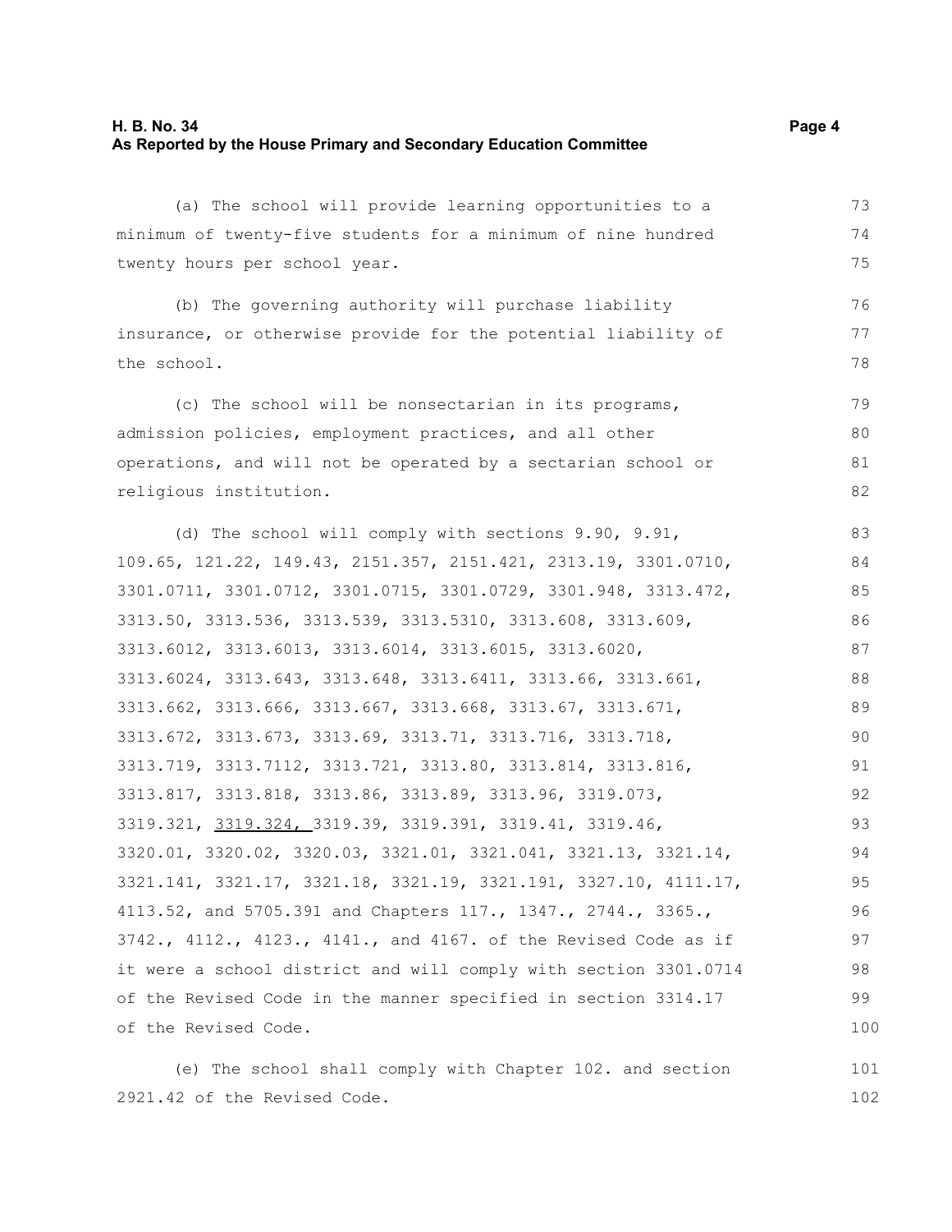(a) The school will provide learning opportunities to a minimum of twenty-five students for a minimum of nine hundred twenty hours per school year.

(b) The governing authority will purchase liability insurance, or otherwise provide for the potential liability of the school.

(c) The school will be nonsectarian in its programs, admission policies, employment practices, and all other operations, and will not be operated by a sectarian school or religious institution.

(d) The school will comply with sections 9.90, 9.91, 109.65, 121.22, 149.43, 2151.357, 2151.421, 2313.19, 3301.0710, 3301.0711, 3301.0712, 3301.0715, 3301.0729, 3301.948, 3313.472, 3313.50, 3313.536, 3313.539, 3313.5310, 3313.608, 3313.609, 3313.6012, 3313.6013, 3313.6014, 3313.6015, 3313.6020, 3313.6024, 3313.643, 3313.648, 3313.6411, 3313.66, 3313.661, 3313.662, 3313.666, 3313.667, 3313.668, 3313.67, 3313.671, 3313.672, 3313.673, 3313.69, 3313.71, 3313.716, 3313.718, 3313.719, 3313.7112, 3313.721, 3313.80, 3313.814, 3313.816, 3313.817, 3313.818, 3313.86, 3313.89, 3313.96, 3319.073, 3319.321, <u>3319.324,</u> 3319.39, 3319.391, 3319.41, 3319.46, 3320.01, 3320.02, 3320.03, 3321.01, 3321.041, 3321.13, 3321.14, 3321.141, 3321.17, 3321.18, 3321.19, 3321.191, 3327.10, 4111.17, 4113.52, and 5705.391 and Chapters 117., 1347., 2744., 3365., 3742., 4112., 4123., 4141., and 4167. of the Revised Code as if it were a school district and will comply with section 3301.0714 of the Revised Code in the manner specified in section 3314.17 of the Revised Code.

(e) The school shall comply with Chapter 102. and section 2921.42 of the Revised Code.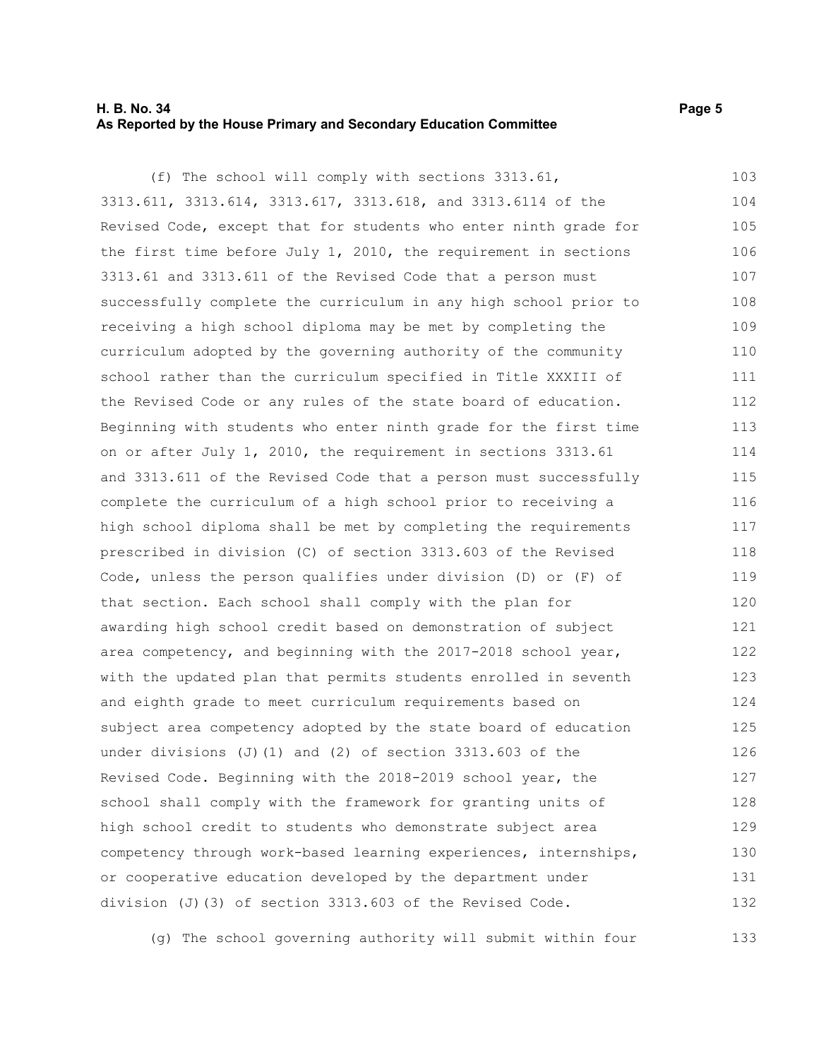(f) The school will comply with sections 3313.61, 3313.611, 3313.614, 3313.617, 3313.618, and 3313.6114 of the Revised Code, except that for students who enter ninth grade for the first time before July 1, 2010, the requirement in sections 3313.61 and 3313.611 of the Revised Code that a person must successfully complete the curriculum in any high school prior to receiving a high school diploma may be met by completing the curriculum adopted by the governing authority of the community school rather than the curriculum specified in Title XXXIII of the Revised Code or any rules of the state board of education. Beginning with students who enter ninth grade for the first time on or after July 1, 2010, the requirement in sections 3313.61 and 3313.611 of the Revised Code that a person must successfully complete the curriculum of a high school prior to receiving a high school diploma shall be met by completing the requirements prescribed in division (C) of section 3313.603 of the Revised Code, unless the person qualifies under division (D) or (F) of that section. Each school shall comply with the plan for awarding high school credit based on demonstration of subject area competency, and beginning with the 2017-2018 school year, with the updated plan that permits students enrolled in seventh and eighth grade to meet curriculum requirements based on subject area competency adopted by the state board of education under divisions (J)(1) and (2) of section 3313.603 of the Revised Code. Beginning with the 2018-2019 school year, the school shall comply with the framework for granting units of high school credit to students who demonstrate subject area competency through work-based learning experiences, internships, or cooperative education developed by the department under division (J)(3) of section 3313.603 of the Revised Code.

(g) The school governing authority will submit within four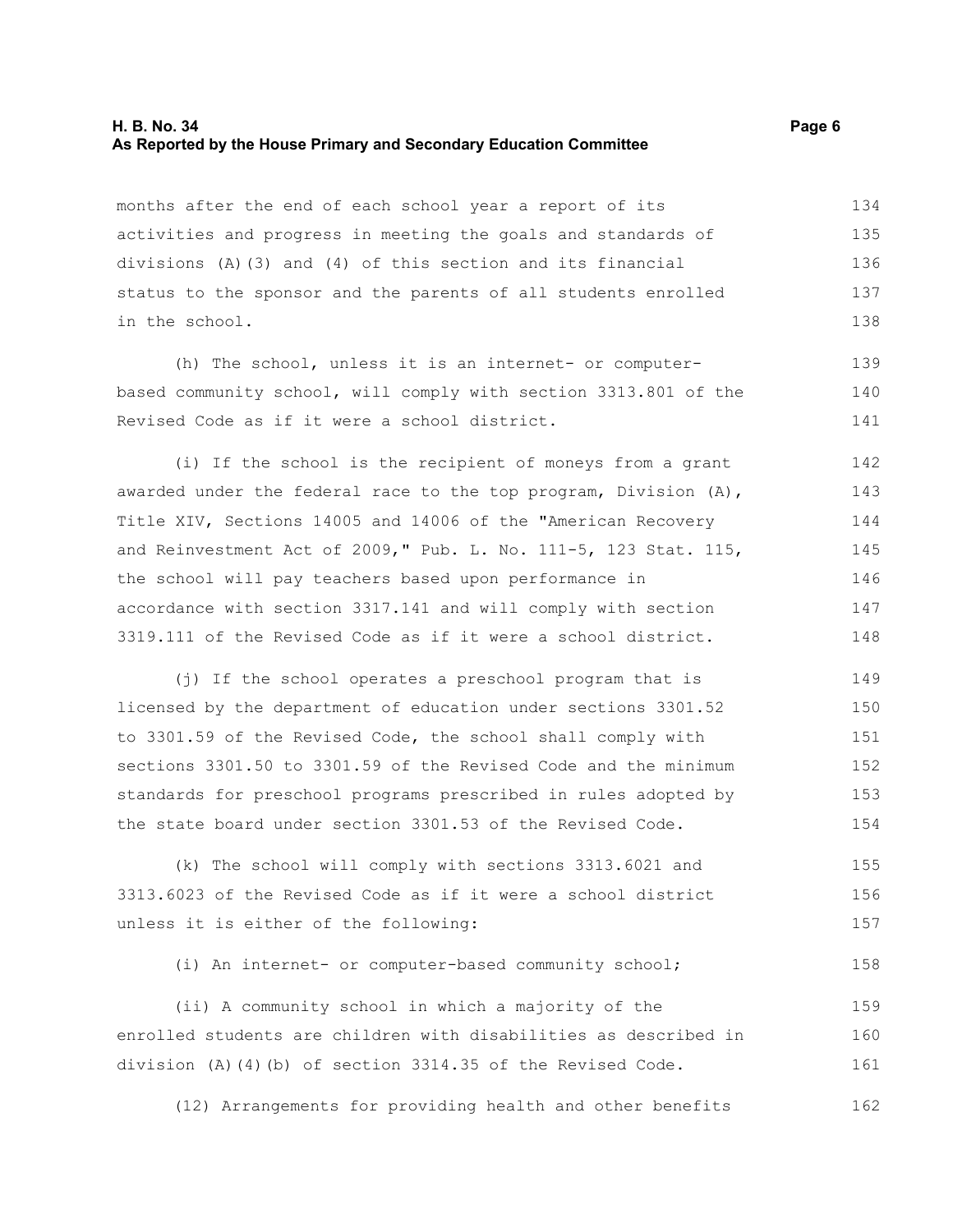months after the end of each school year a report of its activities and progress in meeting the goals and standards of divisions (A)(3) and (4) of this section and its financial status to the sponsor and the parents of all students enrolled in the school.

(h) The school, unless it is an internet- or computer-based community school, will comply with section 3313.801 of the Revised Code as if it were a school district.

(i) If the school is the recipient of moneys from a grant awarded under the federal race to the top program, Division (A), Title XIV, Sections 14005 and 14006 of the "American Recovery and Reinvestment Act of 2009," Pub. L. No. 111-5, 123 Stat. 115, the school will pay teachers based upon performance in accordance with section 3317.141 and will comply with section 3319.111 of the Revised Code as if it were a school district.

(j) If the school operates a preschool program that is licensed by the department of education under sections 3301.52 to 3301.59 of the Revised Code, the school shall comply with sections 3301.50 to 3301.59 of the Revised Code and the minimum standards for preschool programs prescribed in rules adopted by the state board under section 3301.53 of the Revised Code.

(k) The school will comply with sections 3313.6021 and 3313.6023 of the Revised Code as if it were a school district unless it is either of the following:

(i) An internet- or computer-based community school;

(ii) A community school in which a majority of the enrolled students are children with disabilities as described in division (A)(4)(b) of section 3314.35 of the Revised Code.

(12) Arrangements for providing health and other benefits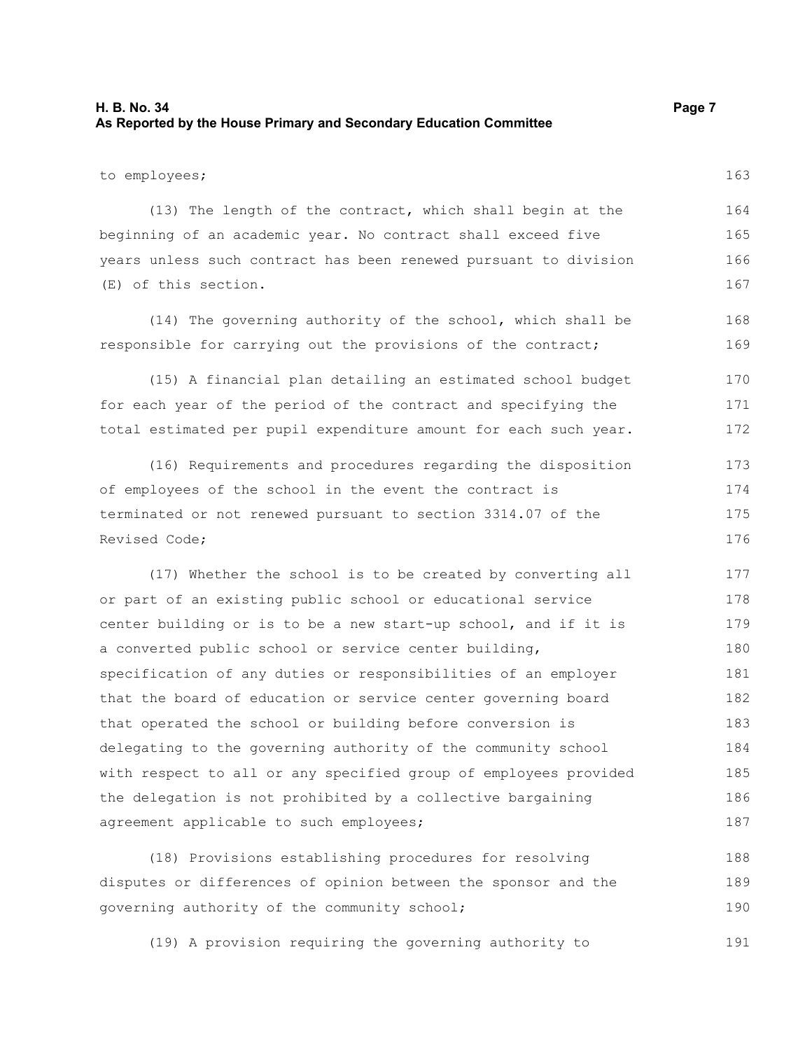to employees;

(13) The length of the contract, which shall begin at the beginning of an academic year. No contract shall exceed five years unless such contract has been renewed pursuant to division (E) of this section.

(14) The governing authority of the school, which shall be responsible for carrying out the provisions of the contract;

(15) A financial plan detailing an estimated school budget for each year of the period of the contract and specifying the total estimated per pupil expenditure amount for each such year.

(16) Requirements and procedures regarding the disposition of employees of the school in the event the contract is terminated or not renewed pursuant to section 3314.07 of the Revised Code;

(17) Whether the school is to be created by converting all or part of an existing public school or educational service center building or is to be a new start-up school, and if it is a converted public school or service center building, specification of any duties or responsibilities of an employer that the board of education or service center governing board that operated the school or building before conversion is delegating to the governing authority of the community school with respect to all or any specified group of employees provided the delegation is not prohibited by a collective bargaining agreement applicable to such employees;

(18) Provisions establishing procedures for resolving disputes or differences of opinion between the sponsor and the governing authority of the community school;

(19) A provision requiring the governing authority to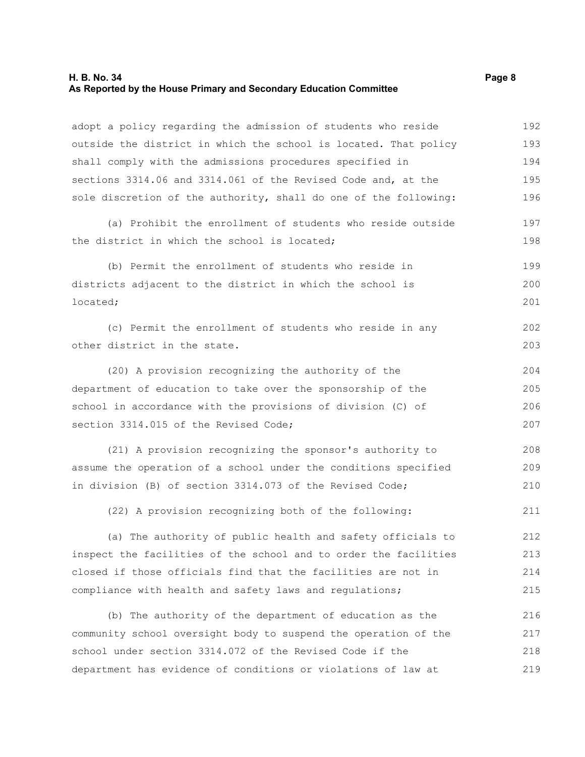adopt a policy regarding the admission of students who reside outside the district in which the school is located. That policy shall comply with the admissions procedures specified in sections 3314.06 and 3314.061 of the Revised Code and, at the sole discretion of the authority, shall do one of the following:

(a) Prohibit the enrollment of students who reside outside the district in which the school is located;

(b) Permit the enrollment of students who reside in districts adjacent to the district in which the school is located;

(c) Permit the enrollment of students who reside in any other district in the state.

(20) A provision recognizing the authority of the department of education to take over the sponsorship of the school in accordance with the provisions of division (C) of section 3314.015 of the Revised Code;

(21) A provision recognizing the sponsor's authority to assume the operation of a school under the conditions specified in division (B) of section 3314.073 of the Revised Code;

(22) A provision recognizing both of the following:

(a) The authority of public health and safety officials to inspect the facilities of the school and to order the facilities closed if those officials find that the facilities are not in compliance with health and safety laws and regulations;

(b) The authority of the department of education as the community school oversight body to suspend the operation of the school under section 3314.072 of the Revised Code if the department has evidence of conditions or violations of law at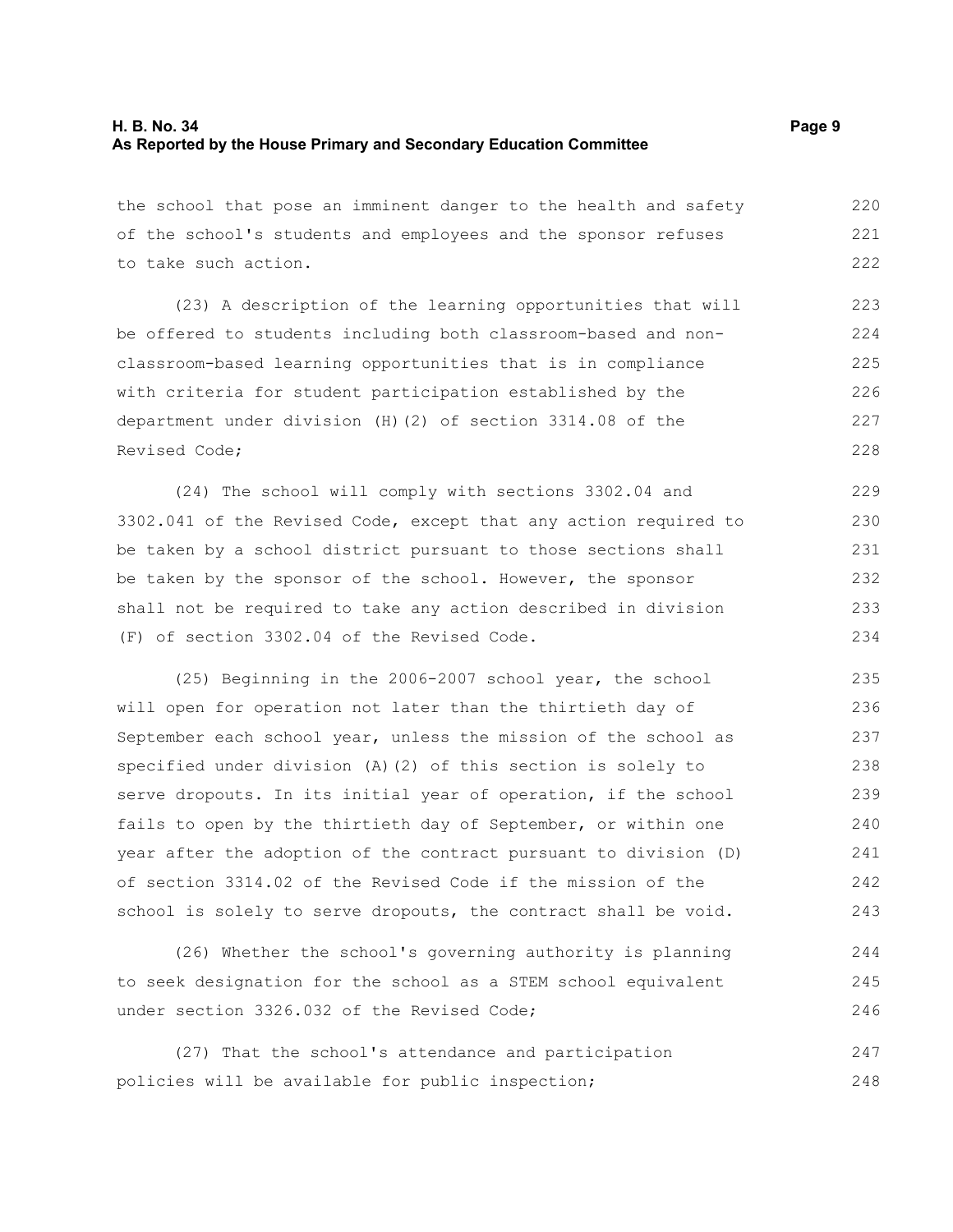the school that pose an imminent danger to the health and safety of the school's students and employees and the sponsor refuses to take such action.

(23) A description of the learning opportunities that will be offered to students including both classroom-based and non-classroom-based learning opportunities that is in compliance with criteria for student participation established by the department under division (H)(2) of section 3314.08 of the Revised Code;

(24) The school will comply with sections 3302.04 and 3302.041 of the Revised Code, except that any action required to be taken by a school district pursuant to those sections shall be taken by the sponsor of the school. However, the sponsor shall not be required to take any action described in division (F) of section 3302.04 of the Revised Code.

(25) Beginning in the 2006-2007 school year, the school will open for operation not later than the thirtieth day of September each school year, unless the mission of the school as specified under division (A)(2) of this section is solely to serve dropouts. In its initial year of operation, if the school fails to open by the thirtieth day of September, or within one year after the adoption of the contract pursuant to division (D) of section 3314.02 of the Revised Code if the mission of the school is solely to serve dropouts, the contract shall be void.

(26) Whether the school's governing authority is planning to seek designation for the school as a STEM school equivalent under section 3326.032 of the Revised Code;

(27) That the school's attendance and participation policies will be available for public inspection;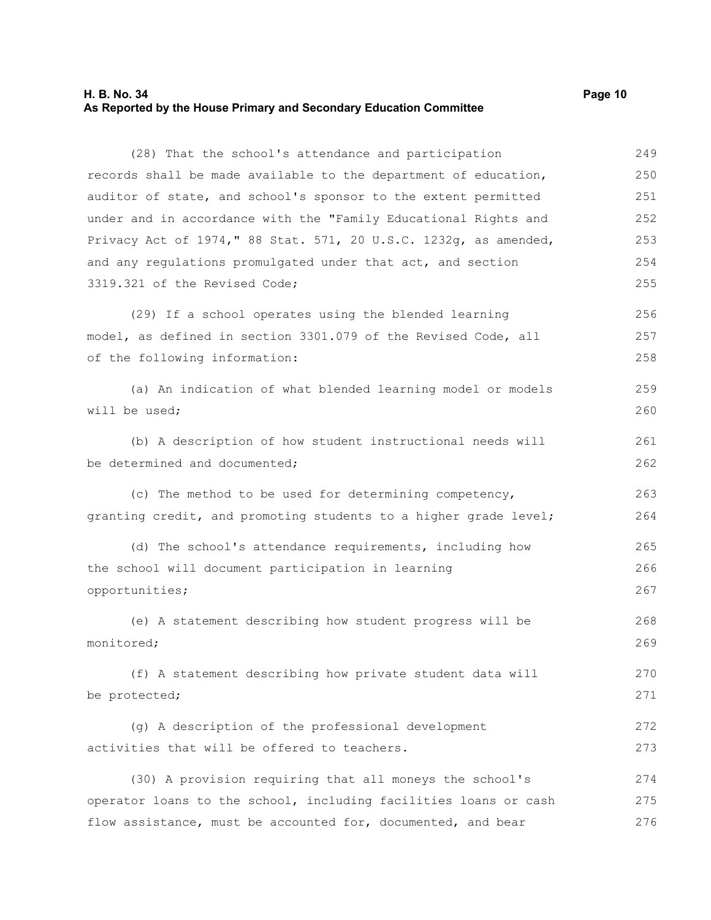(28) That the school's attendance and participation records shall be made available to the department of education, auditor of state, and school's sponsor to the extent permitted under and in accordance with the "Family Educational Rights and Privacy Act of 1974," 88 Stat. 571, 20 U.S.C. 1232g, as amended, and any regulations promulgated under that act, and section 3319.321 of the Revised Code;

(29) If a school operates using the blended learning model, as defined in section 3301.079 of the Revised Code, all of the following information:

(a) An indication of what blended learning model or models will be used;

(b) A description of how student instructional needs will be determined and documented;

(c) The method to be used for determining competency, granting credit, and promoting students to a higher grade level;

(d) The school's attendance requirements, including how the school will document participation in learning opportunities;

(e) A statement describing how student progress will be monitored;

(f) A statement describing how private student data will be protected;

(g) A description of the professional development activities that will be offered to teachers.

(30) A provision requiring that all moneys the school's operator loans to the school, including facilities loans or cash flow assistance, must be accounted for, documented, and bear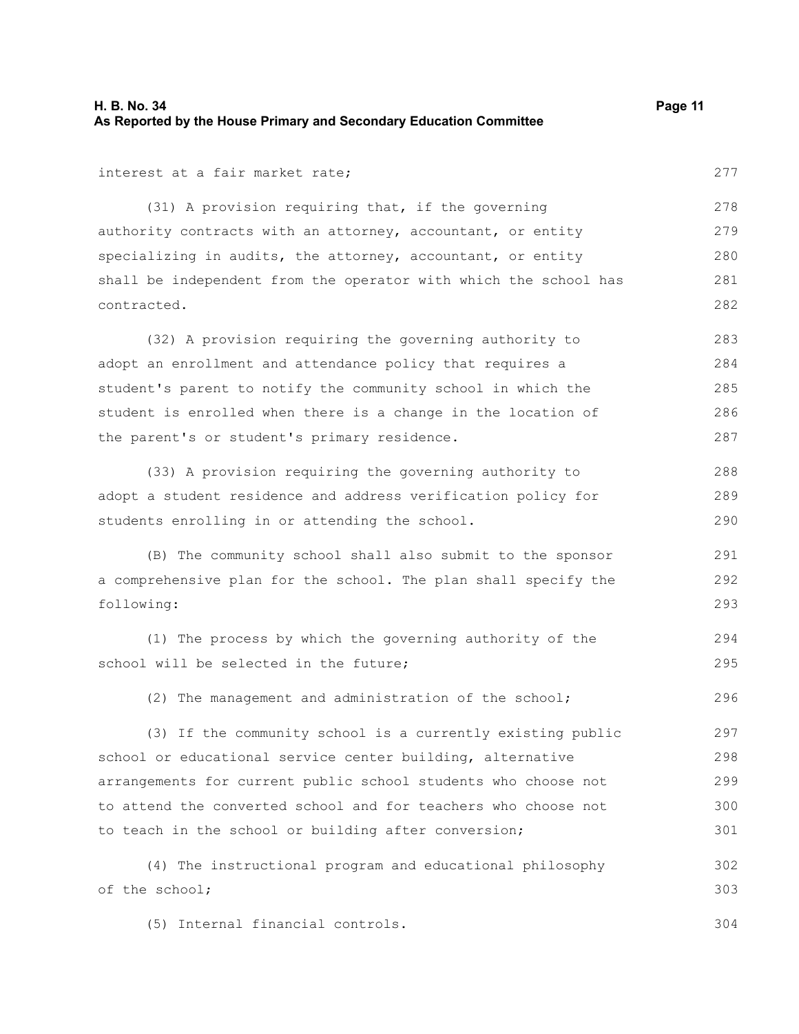interest at a fair market rate;

(31) A provision requiring that, if the governing authority contracts with an attorney, accountant, or entity specializing in audits, the attorney, accountant, or entity shall be independent from the operator with which the school has contracted.

(32) A provision requiring the governing authority to adopt an enrollment and attendance policy that requires a student's parent to notify the community school in which the student is enrolled when there is a change in the location of the parent's or student's primary residence.

(33) A provision requiring the governing authority to adopt a student residence and address verification policy for students enrolling in or attending the school.

(B) The community school shall also submit to the sponsor a comprehensive plan for the school. The plan shall specify the following:

(1) The process by which the governing authority of the school will be selected in the future;

(2) The management and administration of the school;

(3) If the community school is a currently existing public school or educational service center building, alternative arrangements for current public school students who choose not to attend the converted school and for teachers who choose not to teach in the school or building after conversion;

(4) The instructional program and educational philosophy of the school;

(5) Internal financial controls.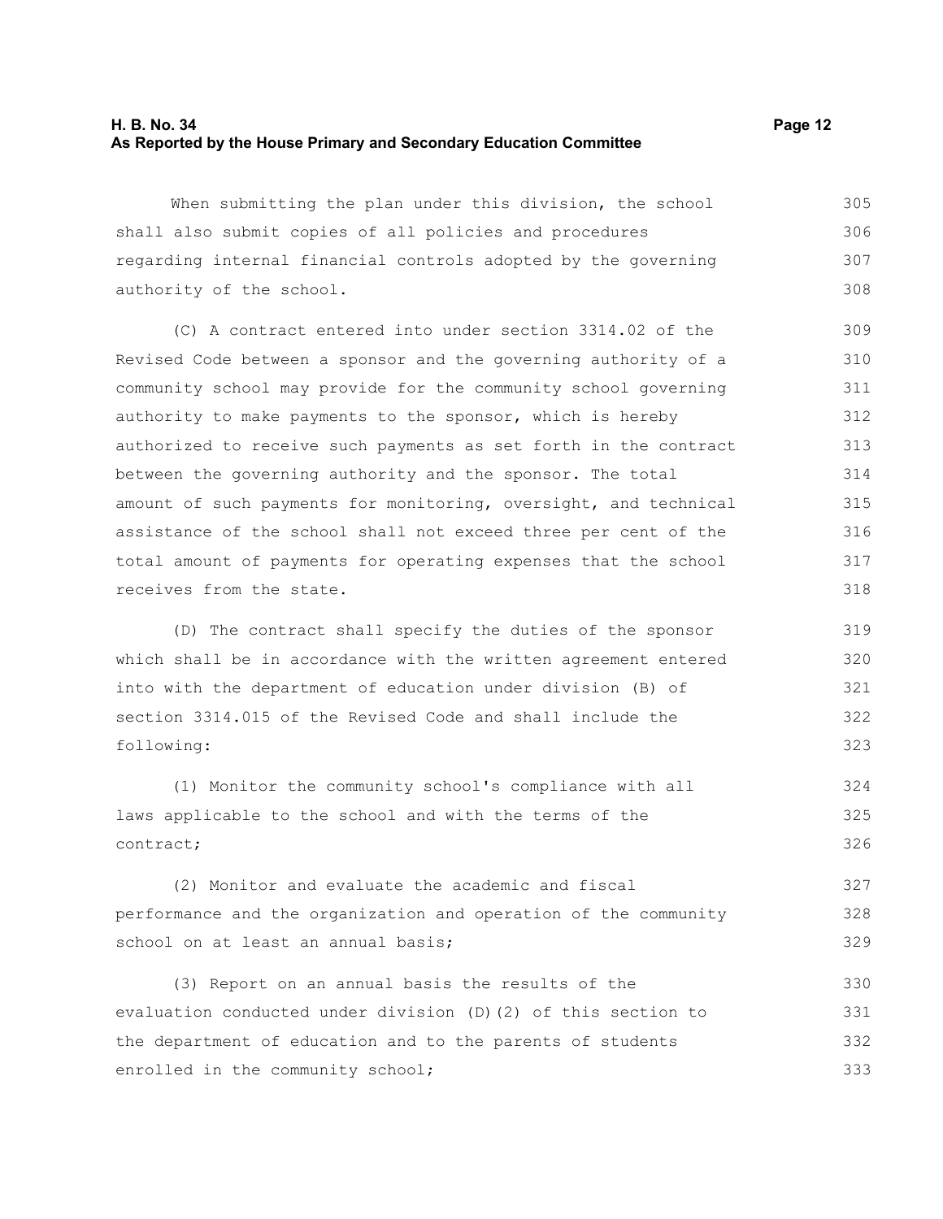When submitting the plan under this division, the school shall also submit copies of all policies and procedures regarding internal financial controls adopted by the governing authority of the school.

(C) A contract entered into under section 3314.02 of the Revised Code between a sponsor and the governing authority of a community school may provide for the community school governing authority to make payments to the sponsor, which is hereby authorized to receive such payments as set forth in the contract between the governing authority and the sponsor. The total amount of such payments for monitoring, oversight, and technical assistance of the school shall not exceed three per cent of the total amount of payments for operating expenses that the school receives from the state.

(D) The contract shall specify the duties of the sponsor which shall be in accordance with the written agreement entered into with the department of education under division (B) of section 3314.015 of the Revised Code and shall include the following:

(1) Monitor the community school's compliance with all laws applicable to the school and with the terms of the contract;

(2) Monitor and evaluate the academic and fiscal performance and the organization and operation of the community school on at least an annual basis;

(3) Report on an annual basis the results of the evaluation conducted under division (D)(2) of this section to the department of education and to the parents of students enrolled in the community school;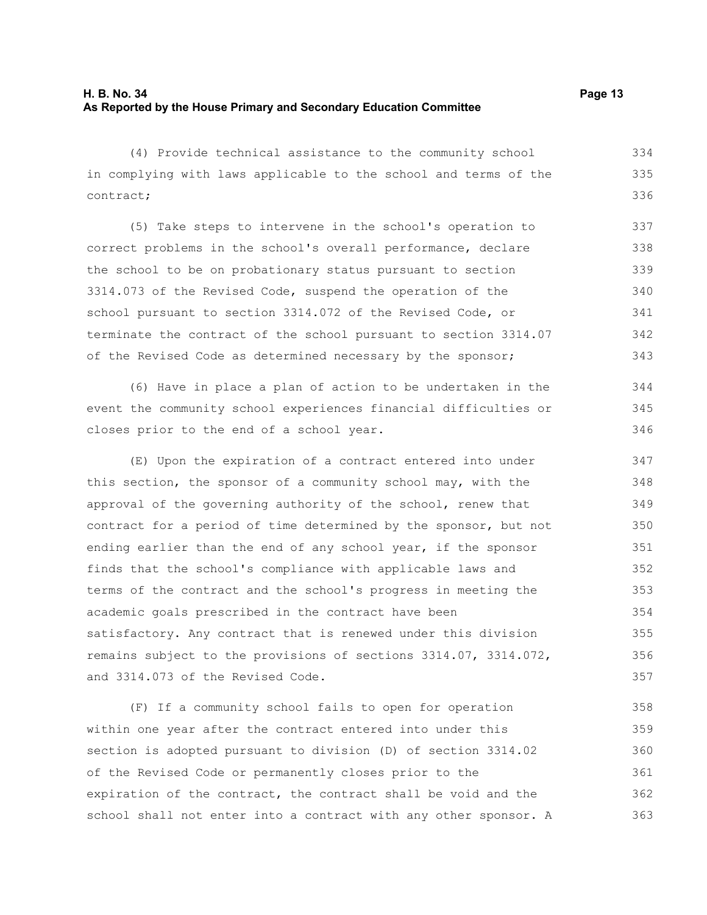(4) Provide technical assistance to the community school in complying with laws applicable to the school and terms of the contract;

(5) Take steps to intervene in the school's operation to correct problems in the school's overall performance, declare the school to be on probationary status pursuant to section 3314.073 of the Revised Code, suspend the operation of the school pursuant to section 3314.072 of the Revised Code, or terminate the contract of the school pursuant to section 3314.07 of the Revised Code as determined necessary by the sponsor;

(6) Have in place a plan of action to be undertaken in the event the community school experiences financial difficulties or closes prior to the end of a school year.

(E) Upon the expiration of a contract entered into under this section, the sponsor of a community school may, with the approval of the governing authority of the school, renew that contract for a period of time determined by the sponsor, but not ending earlier than the end of any school year, if the sponsor finds that the school's compliance with applicable laws and terms of the contract and the school's progress in meeting the academic goals prescribed in the contract have been satisfactory. Any contract that is renewed under this division remains subject to the provisions of sections 3314.07, 3314.072, and 3314.073 of the Revised Code.

(F) If a community school fails to open for operation within one year after the contract entered into under this section is adopted pursuant to division (D) of section 3314.02 of the Revised Code or permanently closes prior to the expiration of the contract, the contract shall be void and the school shall not enter into a contract with any other sponsor. A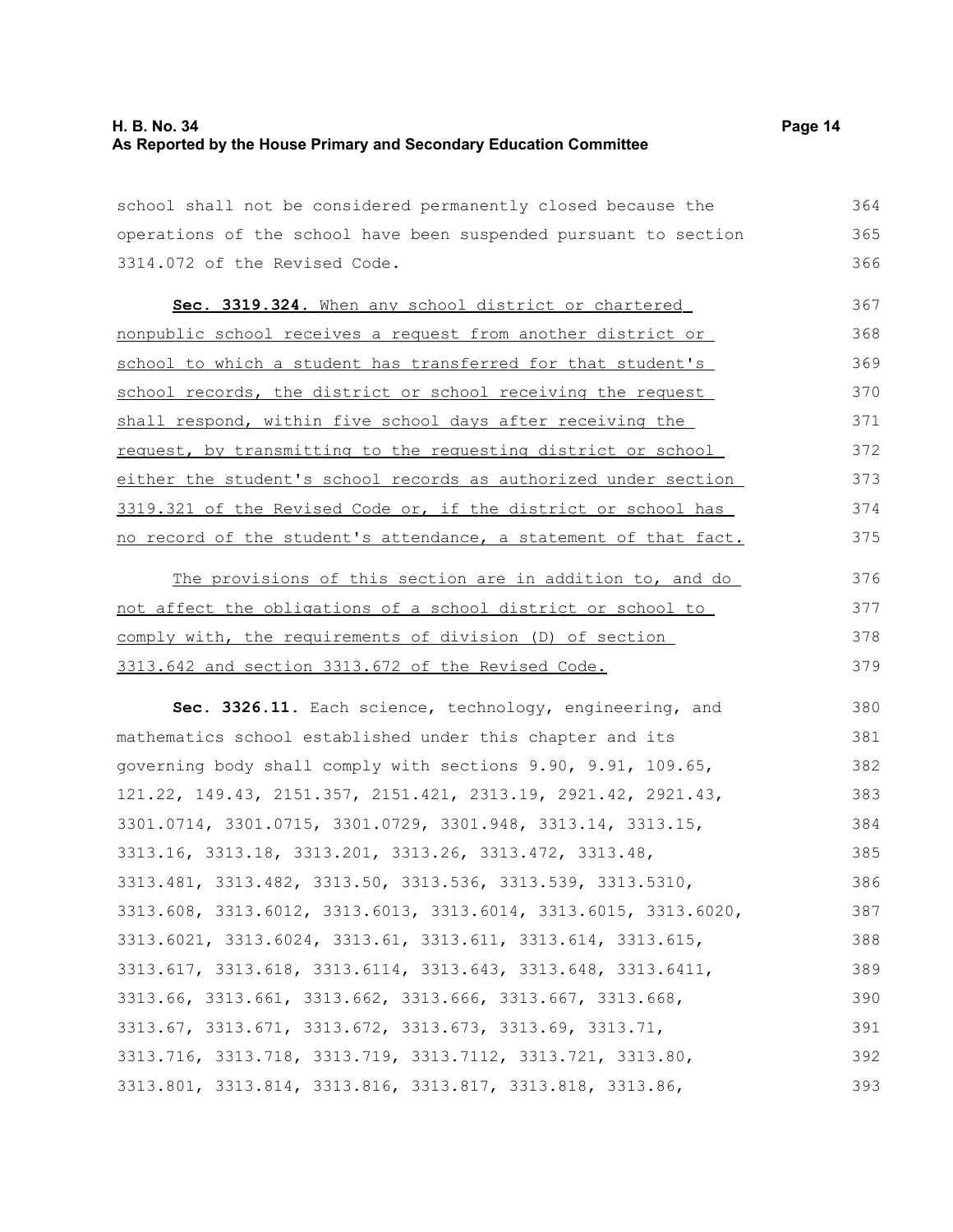school shall not be considered permanently closed because the operations of the school have been suspended pursuant to section 3314.072 of the Revised Code.

**Sec. 3319.324.** When any school district or chartered nonpublic school receives a request from another district or school to which a student has transferred for that student's school records, the district or school receiving the request shall respond, within five school days after receiving the request, by transmitting to the requesting district or school either the student's school records as authorized under section 3319.321 of the Revised Code or, if the district or school has no record of the student's attendance, a statement of that fact.

The provisions of this section are in addition to, and do not affect the obligations of a school district or school to comply with, the requirements of division (D) of section 3313.642 and section 3313.672 of the Revised Code.

**Sec. 3326.11.** Each science, technology, engineering, and mathematics school established under this chapter and its governing body shall comply with sections 9.90, 9.91, 109.65, 121.22, 149.43, 2151.357, 2151.421, 2313.19, 2921.42, 2921.43, 3301.0714, 3301.0715, 3301.0729, 3301.948, 3313.14, 3313.15, 3313.16, 3313.18, 3313.201, 3313.26, 3313.472, 3313.48, 3313.481, 3313.482, 3313.50, 3313.536, 3313.539, 3313.5310, 3313.608, 3313.6012, 3313.6013, 3313.6014, 3313.6015, 3313.6020, 3313.6021, 3313.6024, 3313.61, 3313.611, 3313.614, 3313.615, 3313.617, 3313.618, 3313.6114, 3313.643, 3313.648, 3313.6411, 3313.66, 3313.661, 3313.662, 3313.666, 3313.667, 3313.668, 3313.67, 3313.671, 3313.672, 3313.673, 3313.69, 3313.71, 3313.716, 3313.718, 3313.719, 3313.7112, 3313.721, 3313.80, 3313.801, 3313.814, 3313.816, 3313.817, 3313.818, 3313.86,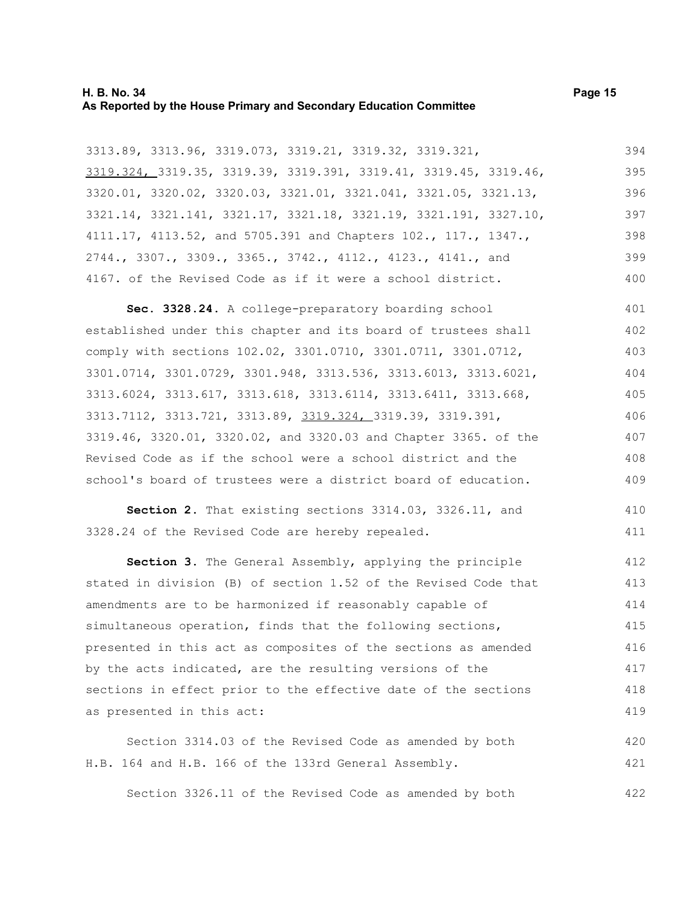3313.89, 3313.96, 3319.073, 3319.21, 3319.32, 3319.321, 3319.324, 3319.35, 3319.39, 3319.391, 3319.41, 3319.45, 3319.46, 3320.01, 3320.02, 3320.03, 3321.01, 3321.041, 3321.05, 3321.13, 3321.14, 3321.141, 3321.17, 3321.18, 3321.19, 3321.191, 3327.10, 4111.17, 4113.52, and 5705.391 and Chapters 102., 117., 1347., 2744., 3307., 3309., 3365., 3742., 4112., 4123., 4141., and 4167. of the Revised Code as if it were a school district.

**Sec. 3328.24.** A college-preparatory boarding school established under this chapter and its board of trustees shall comply with sections 102.02, 3301.0710, 3301.0711, 3301.0712, 3301.0714, 3301.0729, 3301.948, 3313.536, 3313.6013, 3313.6021, 3313.6024, 3313.617, 3313.618, 3313.6114, 3313.6411, 3313.668, 3313.7112, 3313.721, 3313.89, 3319.324, 3319.39, 3319.391, 3319.46, 3320.01, 3320.02, and 3320.03 and Chapter 3365. of the Revised Code as if the school were a school district and the school's board of trustees were a district board of education.

**Section 2.** That existing sections 3314.03, 3326.11, and 3328.24 of the Revised Code are hereby repealed.

**Section 3.** The General Assembly, applying the principle stated in division (B) of section 1.52 of the Revised Code that amendments are to be harmonized if reasonably capable of simultaneous operation, finds that the following sections, presented in this act as composites of the sections as amended by the acts indicated, are the resulting versions of the sections in effect prior to the effective date of the sections as presented in this act:

Section 3314.03 of the Revised Code as amended by both H.B. 164 and H.B. 166 of the 133rd General Assembly.

Section 3326.11 of the Revised Code as amended by both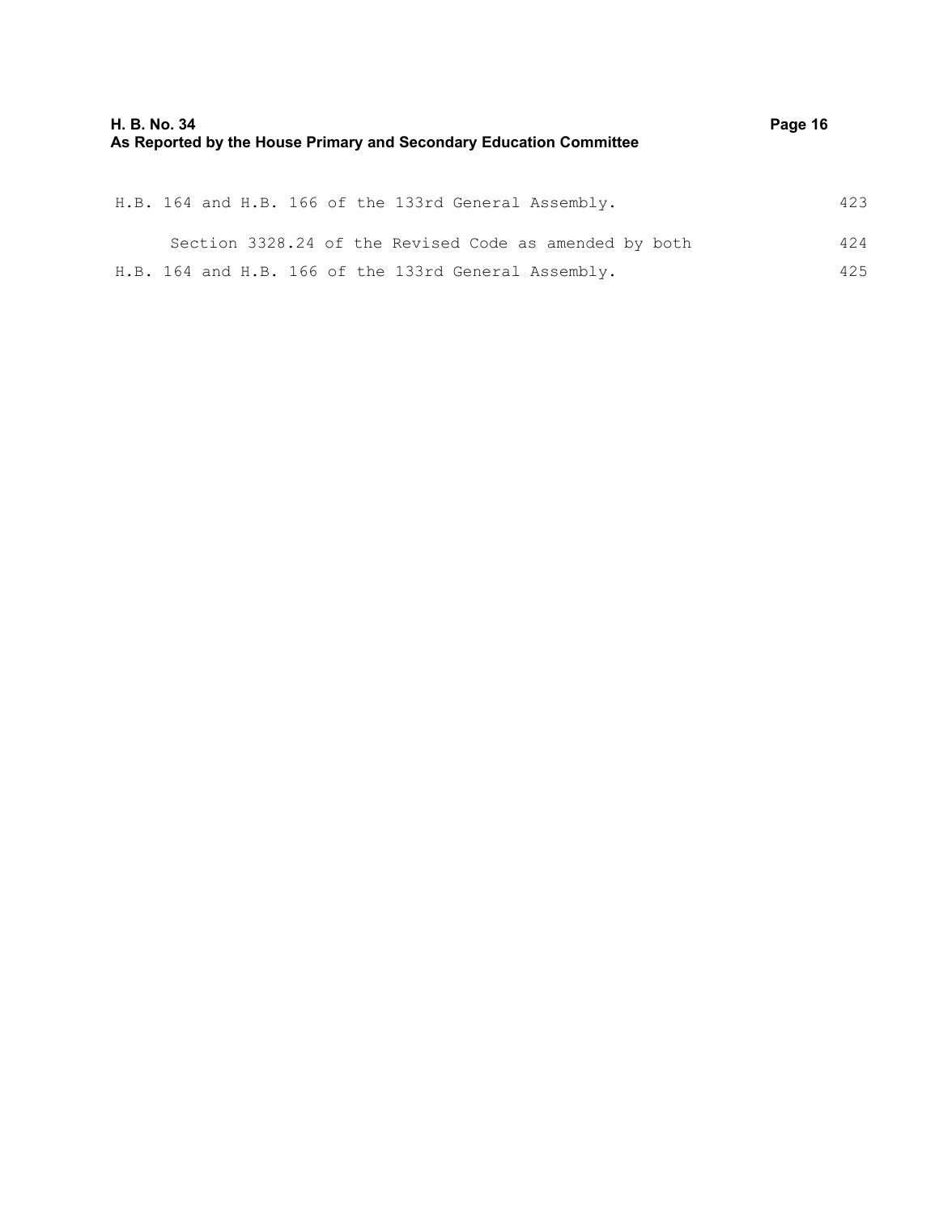H.B. 164 and H.B. 166 of the 133rd General Assembly.

Section 3328.24 of the Revised Code as amended by both H.B. 164 and H.B. 166 of the 133rd General Assembly.